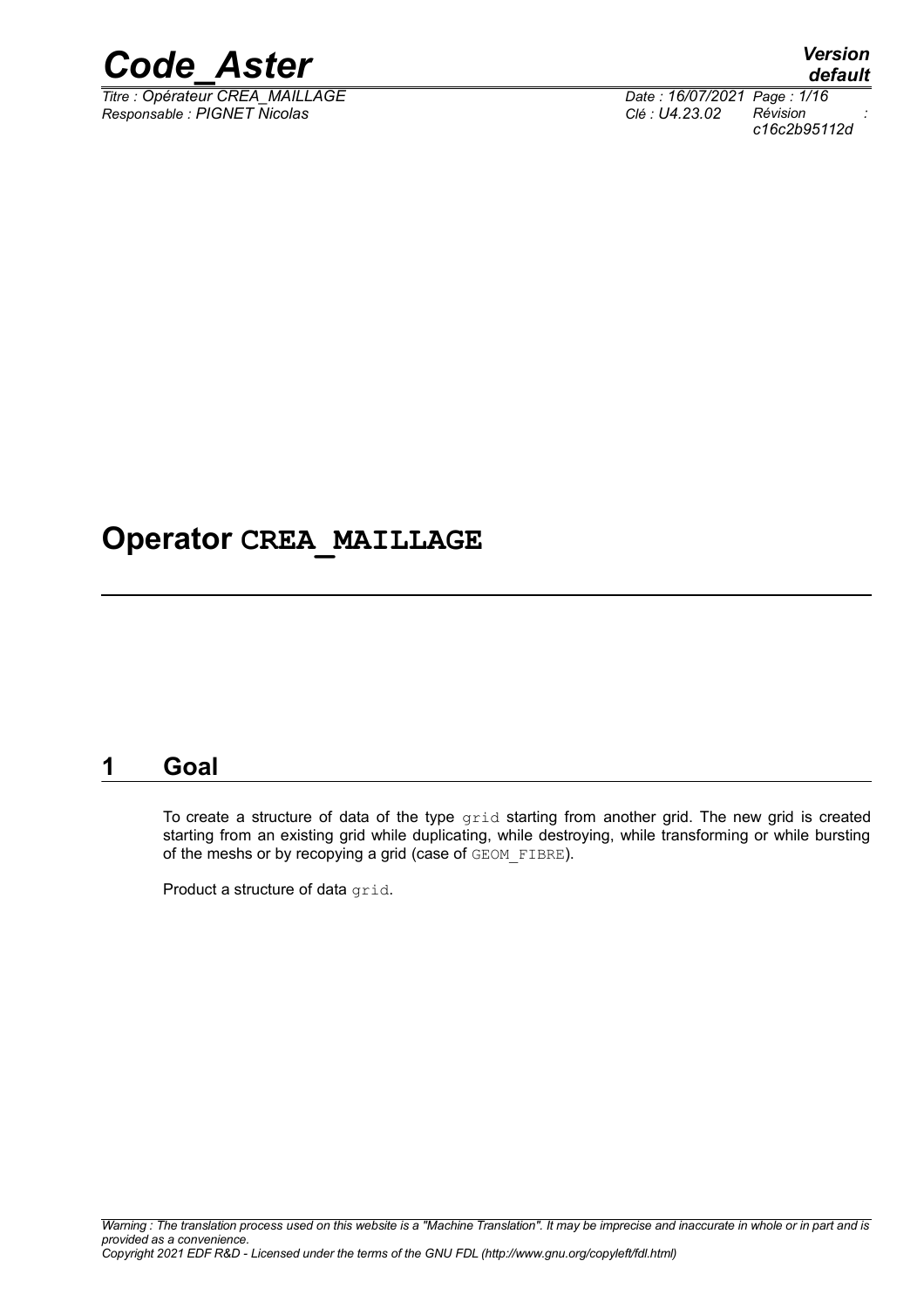# Operator CREA_MAILLAGE

## 1 Goal

To create a structure of data of the type grid starting from another grid. The new grid is created starting from an existing grid while duplicating, while destroying, while transforming or while bursting of the meshs or by recopying a grid (case of GEOM_FIBRE).

Product a structure of data grid.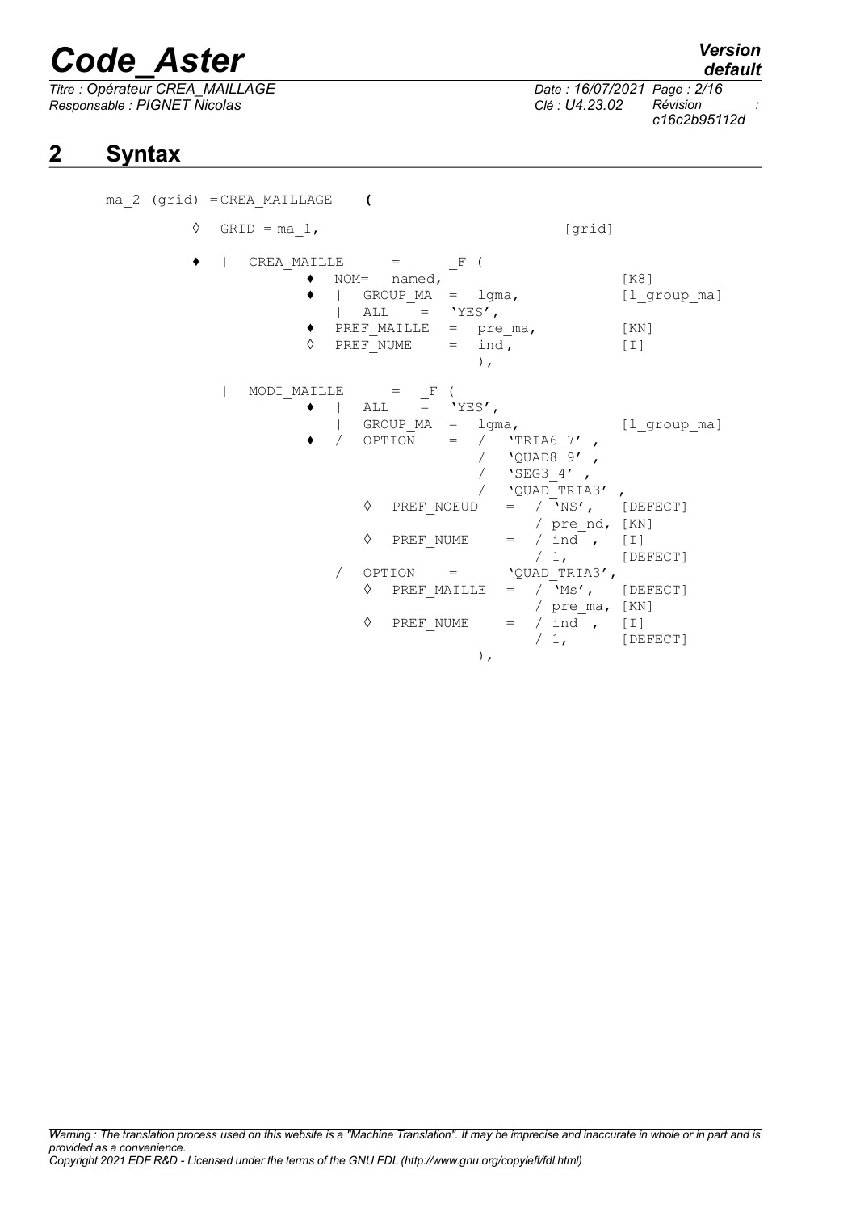# 2 Syntax

```
ma_2 (grid) =CREA_MAILLAGE    (

        ◊  GRID = ma_1,                                    [grid]

        ♦  |  CREA_MAILLE     =      _F (
                   ♦  NOM=  named,                          [K8]
                   ♦  |  GROUP_MA  =  lgma,                 [l_group_ma]
                      |  ALL    =   'YES',
                   ♦  PREF_MAILLE  =  pre_ma,               [KN]
                   ◊  PREF_NUME    =  ind,                  [I]
                                      ),

           |  MODI_MAILLE      =   _F (
                   ♦  |  ALL    =   'YES',
                      |  GROUP_MA  =  lgma,                 [l_group_ma]
                   ♦  /  OPTION    =  /  'TRIA6_7' ,
                                      /  'QUAD8_9' ,
                                      /  'SEG3_4' ,
                                      /  'QUAD_TRIA3' ,
                         ◊  PREF_NOEUD   =  / 'NS',    [DEFECT]
                                            / pre_nd,  [KN]
                         ◊  PREF_NUME    =  / ind ,    [I]
                                            / 1,       [DEFECT]
                      /  OPTION    =      'QUAD_TRIA3',
                         ◊  PREF_MAILLE  =  / 'Ms',    [DEFECT]
                                            / pre_ma,  [KN]
                         ◊  PREF_NUME    =  / ind ,    [I]
                                            / 1,       [DEFECT]
                                      ),
```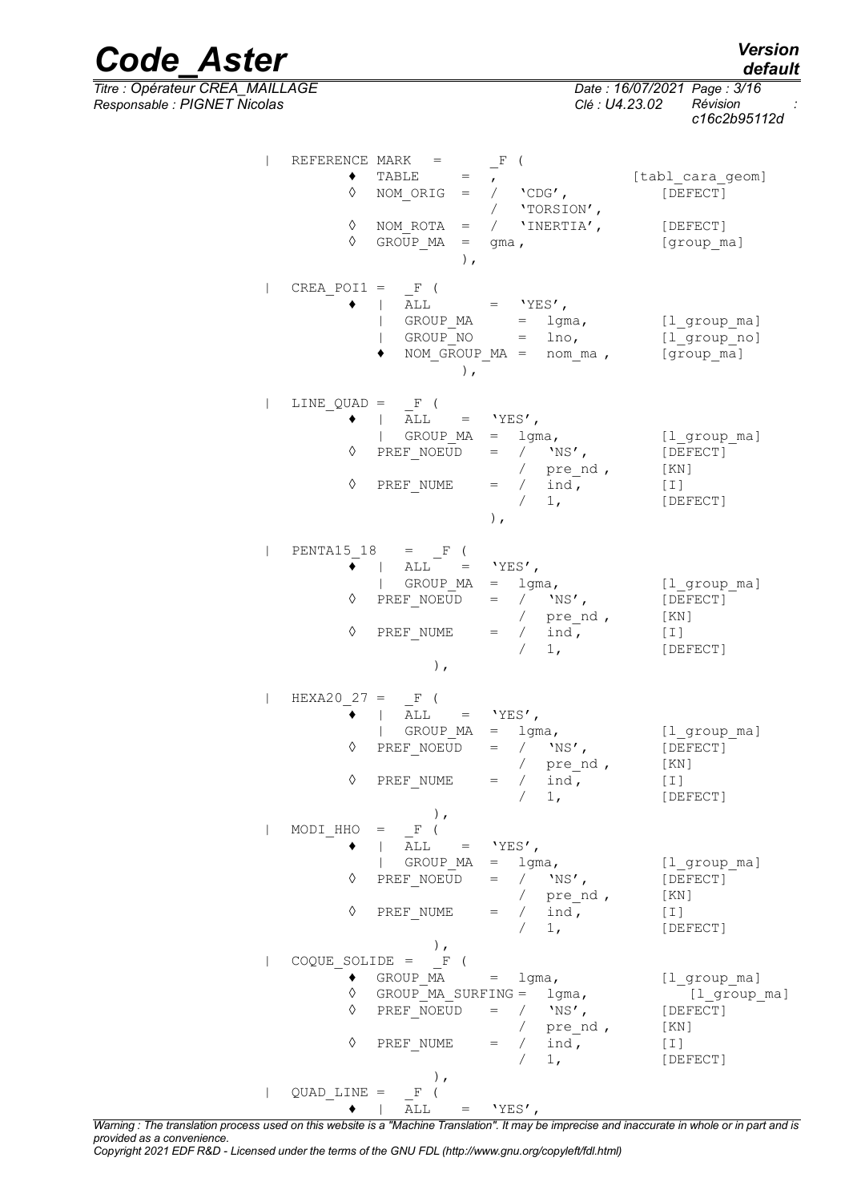```
|  REFERENCE MARK  =      _F (
        ♦  TABLE      =  ,                       [tabl_cara_geom]
        ◊  NOM_ORIG   =  /   'CDG',              [DEFECT]
                         /   'TORSION',
        ◊  NOM_ROTA   =  /   'INERTIA',          [DEFECT]
        ◊  GROUP_MA   =  gma ,                   [group_ma]
                    ),

|  CREA_POI1 =   _F (
        ♦  |  ALL         =  'YES',
           |  GROUP_MA    =  lgma,               [l_group_ma]
           |  GROUP_NO    =  lno,                [l_group_no]
           ♦  NOM_GROUP_MA =  nom_ma ,           [group_ma]
                    ),

|  LINE_QUAD =   _F (
        ♦  |  ALL      =  'YES',
           |  GROUP_MA  =  lgma,                 [l_group_ma]
        ◊  PREF_NOEUD   =  /  'NS',              [DEFECT]
                           /  pre_nd ,           [KN]
        ◊  PREF_NUME    =  /  ind,               [I]
                           /  1,                 [DEFECT]
                    ),

|  PENTA15_18    =  _F (
        ♦  |  ALL      =  'YES',
           |  GROUP_MA  =  lgma,                 [l_group_ma]
        ◊  PREF_NOEUD   =  /  'NS',              [DEFECT]
                           /  pre_nd ,           [KN]
        ◊  PREF_NUME    =  /  ind,               [I]
                           /  1,                 [DEFECT]
                 ),

|  HEXA20_27 =   _F (
        ♦  |  ALL      =  'YES',
           |  GROUP_MA  =  lgma,                 [l_group_ma]
        ◊  PREF_NOEUD   =  /  'NS',              [DEFECT]
                           /  pre_nd ,           [KN]
        ◊  PREF_NUME    =  /  ind,               [I]
                           /  1,                 [DEFECT]
                 ),
|  MODI_HHO  =   _F (
        ♦  |  ALL      =  'YES',
           |  GROUP_MA  =  lgma,                 [l_group_ma]
        ◊  PREF_NOEUD   =  /  'NS',              [DEFECT]
                           /  pre_nd ,           [KN]
        ◊  PREF_NUME    =  /  ind,               [I]
                           /  1,                 [DEFECT]
                 ),
|  COQUE_SOLIDE =   _F (
        ♦  GROUP_MA       =  lgma,               [l_group_ma]
        ◊  GROUP_MA_SURFING =  lgma,             [l_group_ma]
        ◊  PREF_NOEUD   =  /  'NS',              [DEFECT]
                           /  pre_nd ,           [KN]
        ◊  PREF_NUME    =  /  ind,               [I]
                           /  1,                 [DEFECT]
                 ),
|  QUAD_LINE =   _F (
        ♦  |  ALL      =  'YES',
```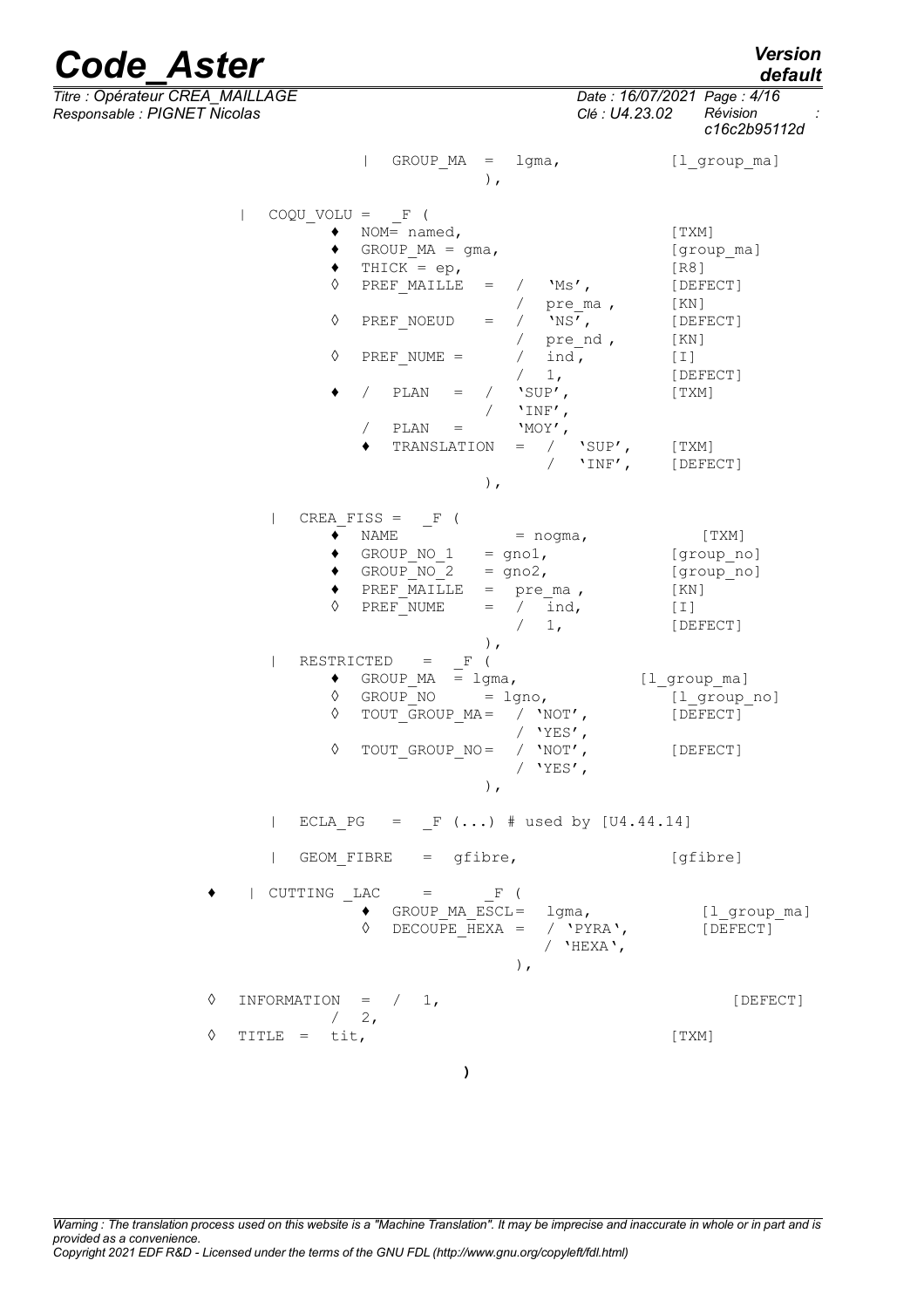```
                | GROUP_MA  =  lgma,              [l_group_ma]
                        ),

    | COQU_VOLU =  _F (
            ♦  NOM= named,                        [TXM]
            ♦  GROUP_MA = gma,                    [group_ma]
            ♦  THICK = ep,                        [R8]
            ◊  PREF_MAILLE  =  /  'Ms',           [DEFECT]
                               /  pre_ma ,        [KN]
            ◊  PREF_NOEUD   =  /  'NS',           [DEFECT]
                               /  pre_nd ,        [KN]
            ◊  PREF_NUME =     /  ind,            [I]
                               /  1,              [DEFECT]
            ♦  /  PLAN   =  /  'SUP',             [TXM]
                            /  'INF',
               /  PLAN   =     'MOY',
                  ♦  TRANSLATION  =  /  'SUP',    [TXM]
                                     /  'INF',    [DEFECT]
                        ),

      | CREA_FISS =  _F (
            ♦  NAME            = nogma,            [TXM]
            ♦  GROUP_NO_1   = gno1,               [group_no]
            ♦  GROUP_NO_2   = gno2,               [group_no]
            ♦  PREF_MAILLE  =  pre_ma ,           [KN]
            ◊  PREF_NUME    =  /  ind,            [I]
                               /  1,              [DEFECT]
                        ),
      | RESTRICTED   =   _F (
            ♦  GROUP_MA  = lgma,              [l_group_ma]
            ◊  GROUP_NO     = lgno,               [l_group_no]
            ◊  TOUT_GROUP_MA=  / 'NOT',           [DEFECT]
                               / 'YES',
            ◊  TOUT_GROUP_NO=  / 'NOT',           [DEFECT]
                               / 'YES',
                        ),

      | ECLA_PG   =  _F (...) # used by [U4.44.14]

      | GEOM_FIBRE   =  gfibre,                   [gfibre]

♦   | CUTTING _LAC     =      _F (
               ♦  GROUP_MA_ESCL=  lgma,               [l_group_ma]
               ◊  DECOUPE_HEXA =  / 'PYRA',           [DEFECT]
                                  / 'HEXA',
                            ),

◊  INFORMATION  =  /  1,                                [DEFECT]
                /  2,
◊  TITLE  =  tit,                                 [TXM]

                              )
```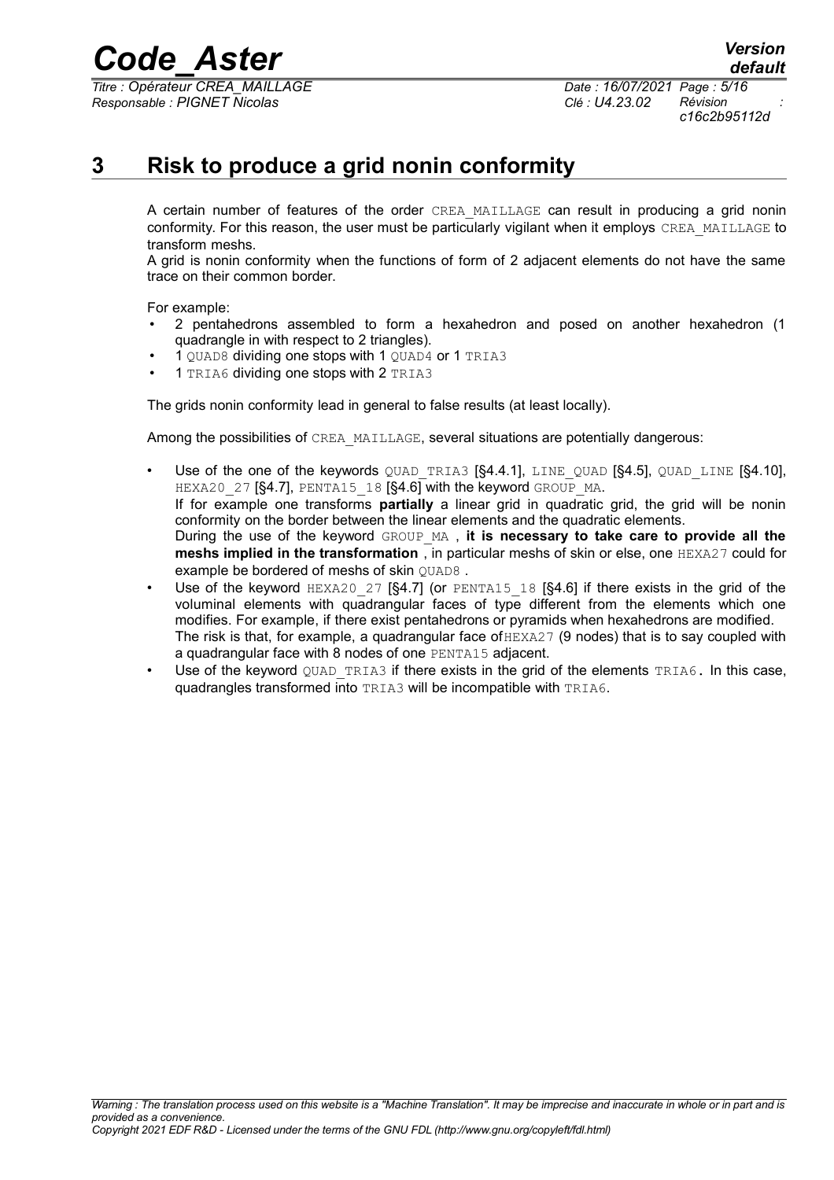# 3 Risk to produce a grid nonin conformity

A certain number of features of the order CREA_MAILLAGE can result in producing a grid nonin conformity. For this reason, the user must be particularly vigilant when it employs CREA_MAILLAGE to transform meshs.
A grid is nonin conformity when the functions of form of 2 adjacent elements do not have the same trace on their common border.

For example:

- 2 pentahedrons assembled to form a hexahedron and posed on another hexahedron (1 quadrangle in with respect to 2 triangles).
- 1 QUAD8 dividing one stops with 1 QUAD4 or 1 TRIA3
- 1 TRIA6 dividing one stops with 2 TRIA3

The grids nonin conformity lead in general to false results (at least locally).

Among the possibilities of CREA_MAILLAGE, several situations are potentially dangerous:

- Use of the one of the keywords QUAD_TRIA3 [§4.4.1], LINE_QUAD [§4.5], QUAD_LINE [§4.10], HEXA20_27 [§4.7], PENTA15_18 [§4.6] with the keyword GROUP_MA.
  If for example one transforms **partially** a linear grid in quadratic grid, the grid will be nonin conformity on the border between the linear elements and the quadratic elements.
  During the use of the keyword GROUP_MA , **it is necessary to take care to provide all the meshs implied in the transformation** , in particular meshs of skin or else, one HEXA27 could for example be bordered of meshs of skin QUAD8 .
- Use of the keyword HEXA20_27 [§4.7] (or PENTA15_18 [§4.6] if there exists in the grid of the voluminal elements with quadrangular faces of type different from the elements which one modifies. For example, if there exist pentahedrons or pyramids when hexahedrons are modified.
  The risk is that, for example, a quadrangular face ofHEXA27 (9 nodes) that is to say coupled with a quadrangular face with 8 nodes of one PENTA15 adjacent.
- Use of the keyword QUAD_TRIA3 if there exists in the grid of the elements TRIA6. In this case, quadrangles transformed into TRIA3 will be incompatible with TRIA6.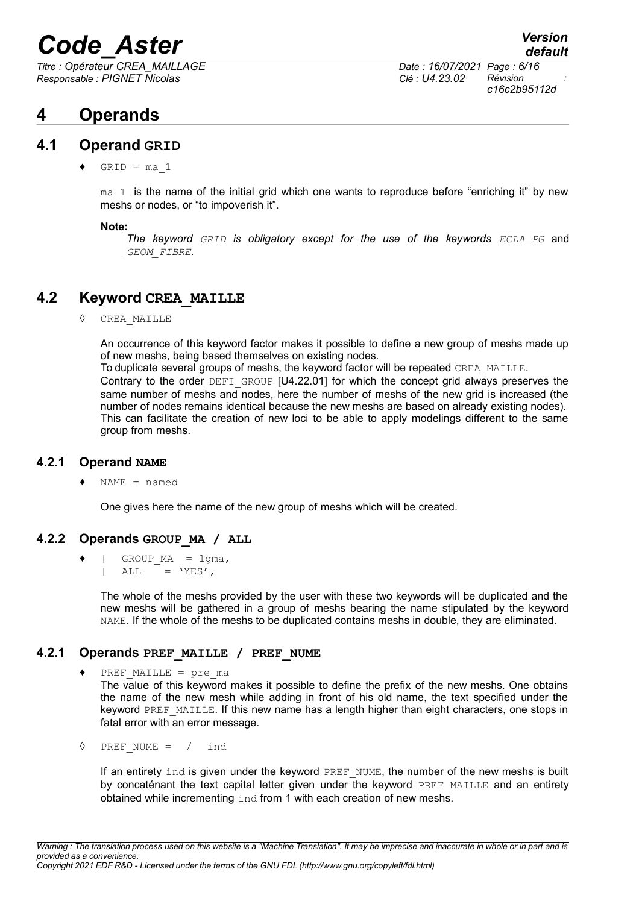# 4 Operands

## 4.1 Operand GRID

♦ `GRID = ma_1`

`ma_1` is the name of the initial grid which one wants to reproduce before "enriching it" by new meshs or nodes, or "to impoverish it".

**Note:**

> *The keyword `GRID` is obligatory except for the use of the keywords `ECLA_PG` and `GEOM_FIBRE`.*

## 4.2 Keyword CREA_MAILLE

◊ `CREA_MAILLE`

An occurrence of this keyword factor makes it possible to define a new group of meshs made up of new meshs, being based themselves on existing nodes.

To duplicate several groups of meshs, the keyword factor will be repeated `CREA_MAILLE`.

Contrary to the order `DEFI_GROUP` [U4.22.01] for which the concept grid always preserves the same number of meshs and nodes, here the number of meshs of the new grid is increased (the number of nodes remains identical because the new meshs are based on already existing nodes). This can facilitate the creation of new loci to be able to apply modelings different to the same group from meshs.

### 4.2.1 Operand NAME

♦ `NAME = named`

One gives here the name of the new group of meshs which will be created.

### 4.2.2 Operands GROUP_MA / ALL

```
♦  |  GROUP_MA  = lgma,
   |  ALL       = 'YES',
```

The whole of the meshs provided by the user with these two keywords will be duplicated and the new meshs will be gathered in a group of meshs bearing the name stipulated by the keyword `NAME`. If the whole of the meshs to be duplicated contains meshs in double, they are eliminated.

### 4.2.1 Operands PREF_MAILLE / PREF_NUME

♦ `PREF_MAILLE = pre_ma`

The value of this keyword makes it possible to define the prefix of the new meshs. One obtains the name of the new mesh while adding in front of his old name, the text specified under the keyword `PREF_MAILLE`. If this new name has a length higher than eight characters, one stops in fatal error with an error message.

◊ `PREF_NUME =  /  ind`

If an entirety `ind` is given under the keyword `PREF_NUME`, the number of the new meshs is built by concaténant the text capital letter given under the keyword `PREF_MAILLE` and an entirety obtained while incrementing `ind` from 1 with each creation of new meshs.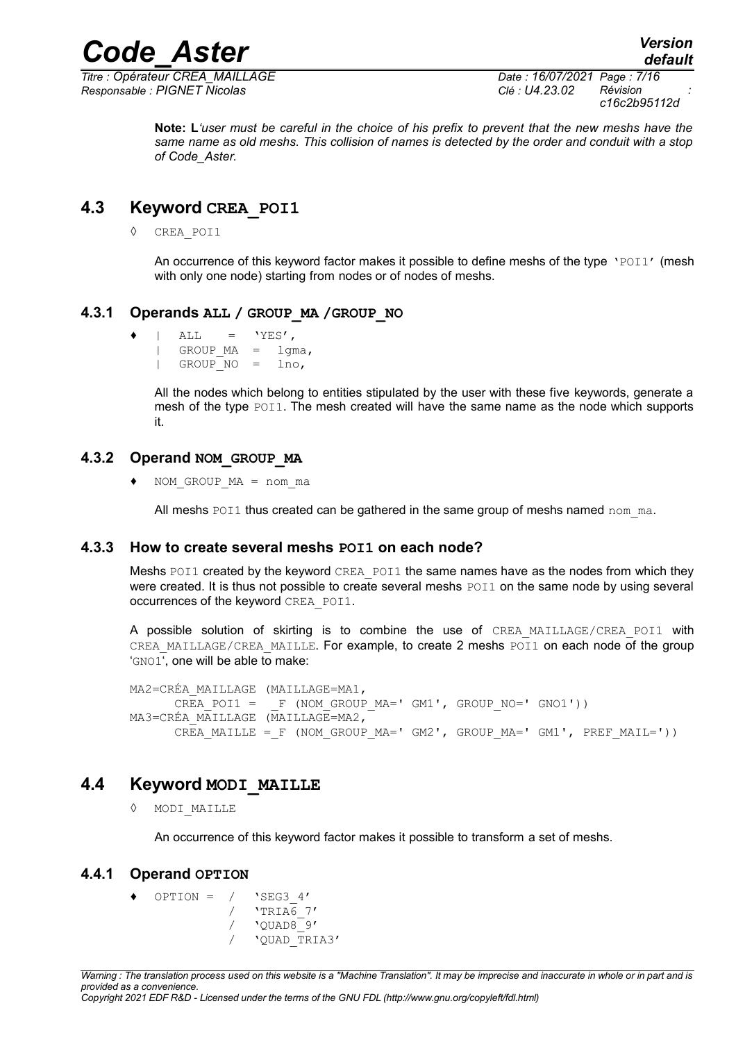**Note: L**'*user must be careful in the choice of his prefix to prevent that the new meshs have the same name as old meshs. This collision of names is detected by the order and conduit with a stop of Code_Aster.*

## 4.3 Keyword CREA_POI1

◊ CREA_POI1

An occurrence of this keyword factor makes it possible to define meshs of the type 'POI1' (mesh with only one node) starting from nodes or of nodes of meshs.

### 4.3.1 Operands ALL / GROUP_MA /GROUP_NO

```
♦  |  ALL      =  'YES',
   |  GROUP_MA  =  lgma,
   |  GROUP_NO  =  lno,
```

All the nodes which belong to entities stipulated by the user with these five keywords, generate a mesh of the type POI1. The mesh created will have the same name as the node which supports it.

### 4.3.2 Operand NOM_GROUP_MA

♦ NOM_GROUP_MA = nom_ma

All meshs POI1 thus created can be gathered in the same group of meshs named nom_ma.

### 4.3.3 How to create several meshs POI1 on each node?

Meshs POI1 created by the keyword CREA_POI1 the same names have as the nodes from which they were created. It is thus not possible to create several meshs POI1 on the same node by using several occurrences of the keyword CREA_POI1.

A possible solution of skirting is to combine the use of CREA_MAILLAGE/CREA_POI1 with CREA_MAILLAGE/CREA_MAILLE. For example, to create 2 meshs POI1 on each node of the group 'GNO1', one will be able to make:

```
MA2=CRÉA_MAILLAGE (MAILLAGE=MA1,
      CREA_POI1 =  _F (NOM_GROUP_MA=' GM1', GROUP_NO=' GNO1'))
MA3=CRÉA_MAILLAGE (MAILLAGE=MA2,
      CREA_MAILLE =_F (NOM_GROUP_MA=' GM2', GROUP_MA=' GM1', PREF_MAIL='))
```

## 4.4 Keyword MODI_MAILLE

◊ MODI_MAILLE

An occurrence of this keyword factor makes it possible to transform a set of meshs.

### 4.4.1 Operand OPTION

```
♦  OPTION =  /  'SEG3_4'
             /  'TRIA6_7'
             /  'QUAD8_9'
             /  'QUAD_TRIA3'
```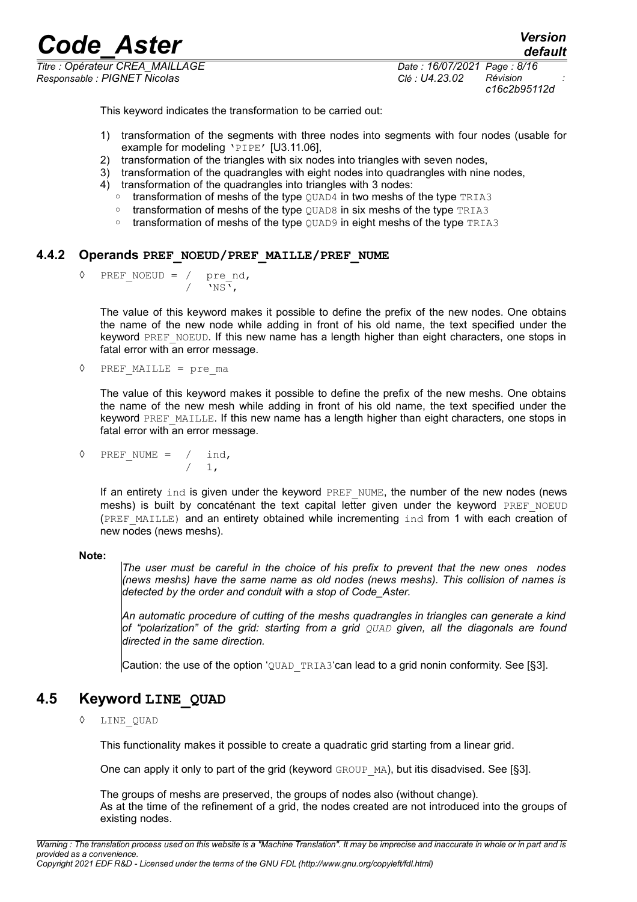This keyword indicates the transformation to be carried out:

1) transformation of the segments with three nodes into segments with four nodes (usable for example for modeling 'PIPE' [U3.11.06],
2) transformation of the triangles with six nodes into triangles with seven nodes,
3) transformation of the quadrangles with eight nodes into quadrangles with nine nodes,
4) transformation of the quadrangles into triangles with 3 nodes:
   - transformation of meshs of the type QUAD4 in two meshs of the type TRIA3
   - transformation of meshs of the type QUAD8 in six meshs of the type TRIA3
   - transformation of meshs of the type QUAD9 in eight meshs of the type TRIA3

### 4.4.2 Operands PREF_NOEUD/PREF_MAILLE/PREF_NUME

```
◊  PREF_NOEUD = /  pre_nd,
                /  'NS',
```

The value of this keyword makes it possible to define the prefix of the new nodes. One obtains the name of the new node while adding in front of his old name, the text specified under the keyword PREF_NOEUD. If this new name has a length higher than eight characters, one stops in fatal error with an error message.

```
◊  PREF_MAILLE = pre_ma
```

The value of this keyword makes it possible to define the prefix of the new meshs. One obtains the name of the new mesh while adding in front of his old name, the text specified under the keyword PREF_MAILLE. If this new name has a length higher than eight characters, one stops in fatal error with an error message.

```
◊  PREF_NUME =  /  ind,
                /  1,
```

If an entirety ind is given under the keyword PREF_NUME, the number of the new nodes (news meshs) is built by concaténant the text capital letter given under the keyword PREF_NOEUD (PREF_MAILLE) and an entirety obtained while incrementing ind from 1 with each creation of new nodes (news meshs).

**Note:**

*The user must be careful in the choice of his prefix to prevent that the new ones nodes (news meshs) have the same name as old nodes (news meshs). This collision of names is detected by the order and conduit with a stop of Code_Aster.*

*An automatic procedure of cutting of the meshs quadrangles in triangles can generate a kind of "polarization" of the grid: starting from a grid QUAD given, all the diagonals are found directed in the same direction.*

Caution: the use of the option 'QUAD_TRIA3'can lead to a grid nonin conformity. See [§3].

## 4.5 Keyword LINE_QUAD

◊ LINE_QUAD

This functionality makes it possible to create a quadratic grid starting from a linear grid.

One can apply it only to part of the grid (keyword GROUP_MA), but itis disadvised. See [§3].

The groups of meshs are preserved, the groups of nodes also (without change).
As at the time of the refinement of a grid, the nodes created are not introduced into the groups of existing nodes.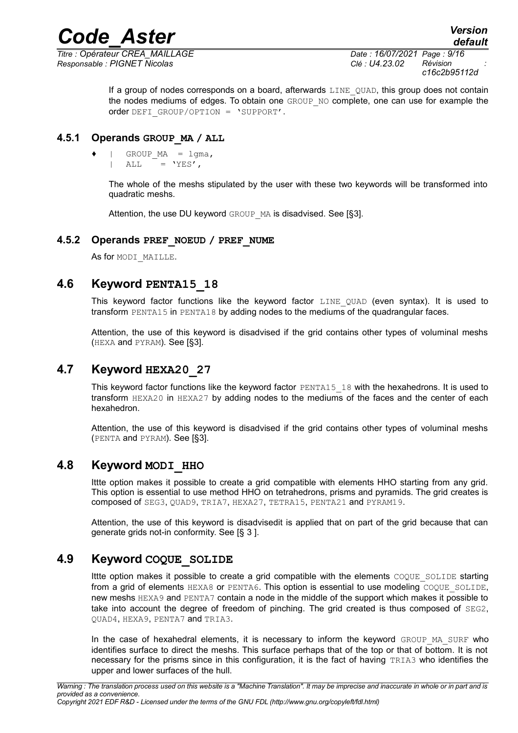If a group of nodes corresponds on a board, afterwards LINE_QUAD, this group does not contain the nodes mediums of edges. To obtain one GROUP_NO complete, one can use for example the order DEFI_GROUP/OPTION = 'SUPPORT'.

### 4.5.1 Operands GROUP_MA / ALL

```
♦  |  GROUP_MA  = lgma,
   |  ALL       = 'YES',
```

The whole of the meshs stipulated by the user with these two keywords will be transformed into quadratic meshs.

Attention, the use DU keyword GROUP_MA is disadvised. See [§3].

### 4.5.2 Operands PREF_NOEUD / PREF_NUME

As for MODI_MAILLE.

## 4.6 Keyword PENTA15_18

This keyword factor functions like the keyword factor LINE_QUAD (even syntax). It is used to transform PENTA15 in PENTA18 by adding nodes to the mediums of the quadrangular faces.

Attention, the use of this keyword is disadvised if the grid contains other types of voluminal meshs (HEXA and PYRAM). See [§3].

## 4.7 Keyword HEXA20_27

This keyword factor functions like the keyword factor PENTA15_18 with the hexahedrons. It is used to transform HEXA20 in HEXA27 by adding nodes to the mediums of the faces and the center of each hexahedron.

Attention, the use of this keyword is disadvised if the grid contains other types of voluminal meshs (PENTA and PYRAM). See [§3].

## 4.8 Keyword MODI_HHO

Ittte option makes it possible to create a grid compatible with elements HHO starting from any grid. This option is essential to use method HHO on tetrahedrons, prisms and pyramids. The grid creates is composed of SEG3, QUAD9, TRIA7, HEXA27, TETRA15, PENTA21 and PYRAM19.

Attention, the use of this keyword is disadvisedit is applied that on part of the grid because that can generate grids not-in conformity. See [§ 3 ].

## 4.9 Keyword COQUE_SOLIDE

Ittte option makes it possible to create a grid compatible with the elements COQUE_SOLIDE starting from a grid of elements HEXA8 or PENTA6. This option is essential to use modeling COQUE_SOLIDE, new meshs HEXA9 and PENTA7 contain a node in the middle of the support which makes it possible to take into account the degree of freedom of pinching. The grid created is thus composed of SEG2, QUAD4, HEXA9, PENTA7 and TRIA3.

In the case of hexahedral elements, it is necessary to inform the keyword GROUP_MA_SURF who identifies surface to direct the meshs. This surface perhaps that of the top or that of bottom. It is not necessary for the prisms since in this configuration, it is the fact of having TRIA3 who identifies the upper and lower surfaces of the hull.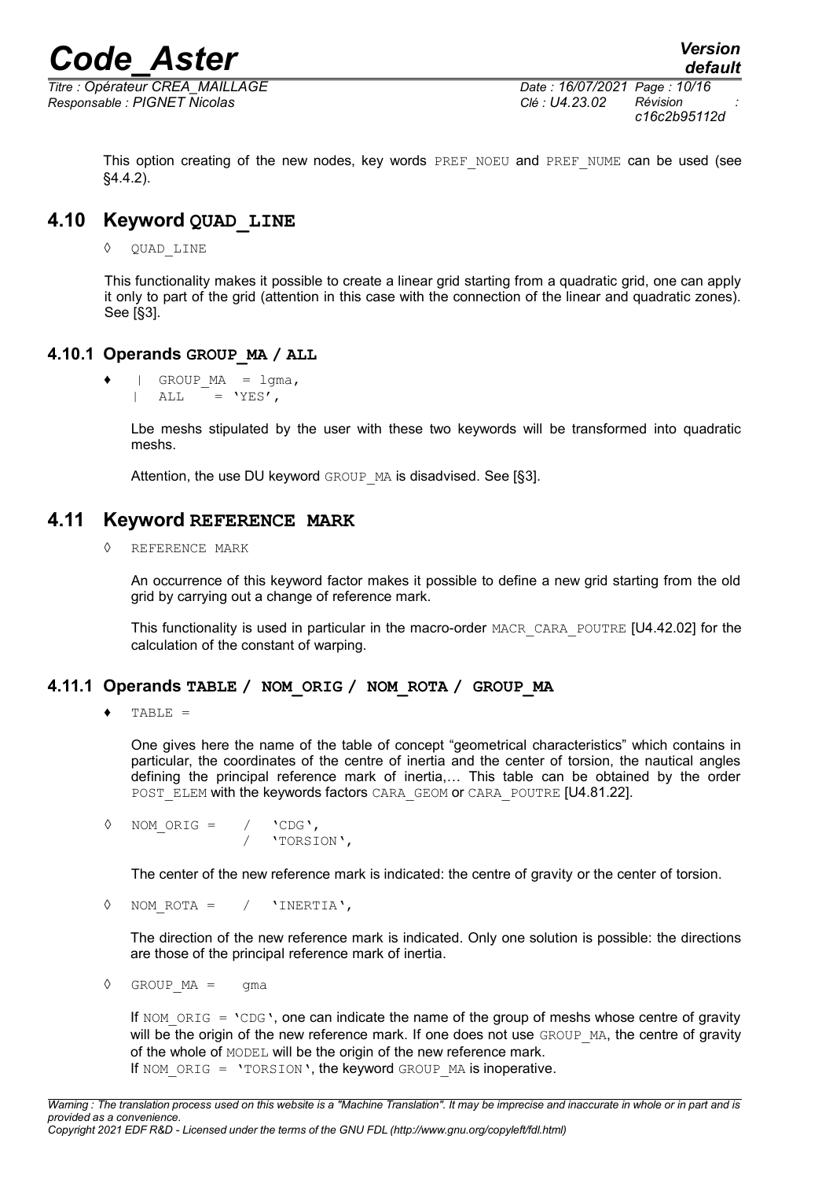This option creating of the new nodes, key words `PREF_NOEU` and `PREF_NUME` can be used (see §4.4.2).

## 4.10 Keyword QUAD_LINE

◊ `QUAD_LINE`

This functionality makes it possible to create a linear grid starting from a quadratic grid, one can apply it only to part of the grid (attention in this case with the connection of the linear and quadratic zones). See [§3].

### 4.10.1 Operands GROUP_MA / ALL

```
♦  | GROUP_MA  = lgma,
   | ALL       = 'YES',
```

Lbe meshs stipulated by the user with these two keywords will be transformed into quadratic meshs.

Attention, the use DU keyword `GROUP_MA` is disadvised. See [§3].

## 4.11 Keyword REFERENCE MARK

◊ `REFERENCE MARK`

An occurrence of this keyword factor makes it possible to define a new grid starting from the old grid by carrying out a change of reference mark.

This functionality is used in particular in the macro-order `MACR_CARA_POUTRE` [U4.42.02] for the calculation of the constant of warping.

### 4.11.1 Operands TABLE / NOM_ORIG / NOM_ROTA / GROUP_MA

♦ `TABLE =`

One gives here the name of the table of concept "geometrical characteristics" which contains in particular, the coordinates of the centre of inertia and the center of torsion, the nautical angles defining the principal reference mark of inertia,… This table can be obtained by the order `POST_ELEM` with the keywords factors `CARA_GEOM` or `CARA_POUTRE` [U4.81.22].

```
◊  NOM_ORIG =   /  'CDG',
                /  'TORSION',
```

The center of the new reference mark is indicated: the centre of gravity or the center of torsion.

```
◊  NOM_ROTA =   /  'INERTIA',
```

The direction of the new reference mark is indicated. Only one solution is possible: the directions are those of the principal reference mark of inertia.

```
◊  GROUP_MA =    gma
```

If `NOM_ORIG = 'CDG'`, one can indicate the name of the group of meshs whose centre of gravity will be the origin of the new reference mark. If one does not use `GROUP_MA`, the centre of gravity of the whole of `MODEL` will be the origin of the new reference mark.
If `NOM_ORIG = 'TORSION'`, the keyword `GROUP_MA` is inoperative.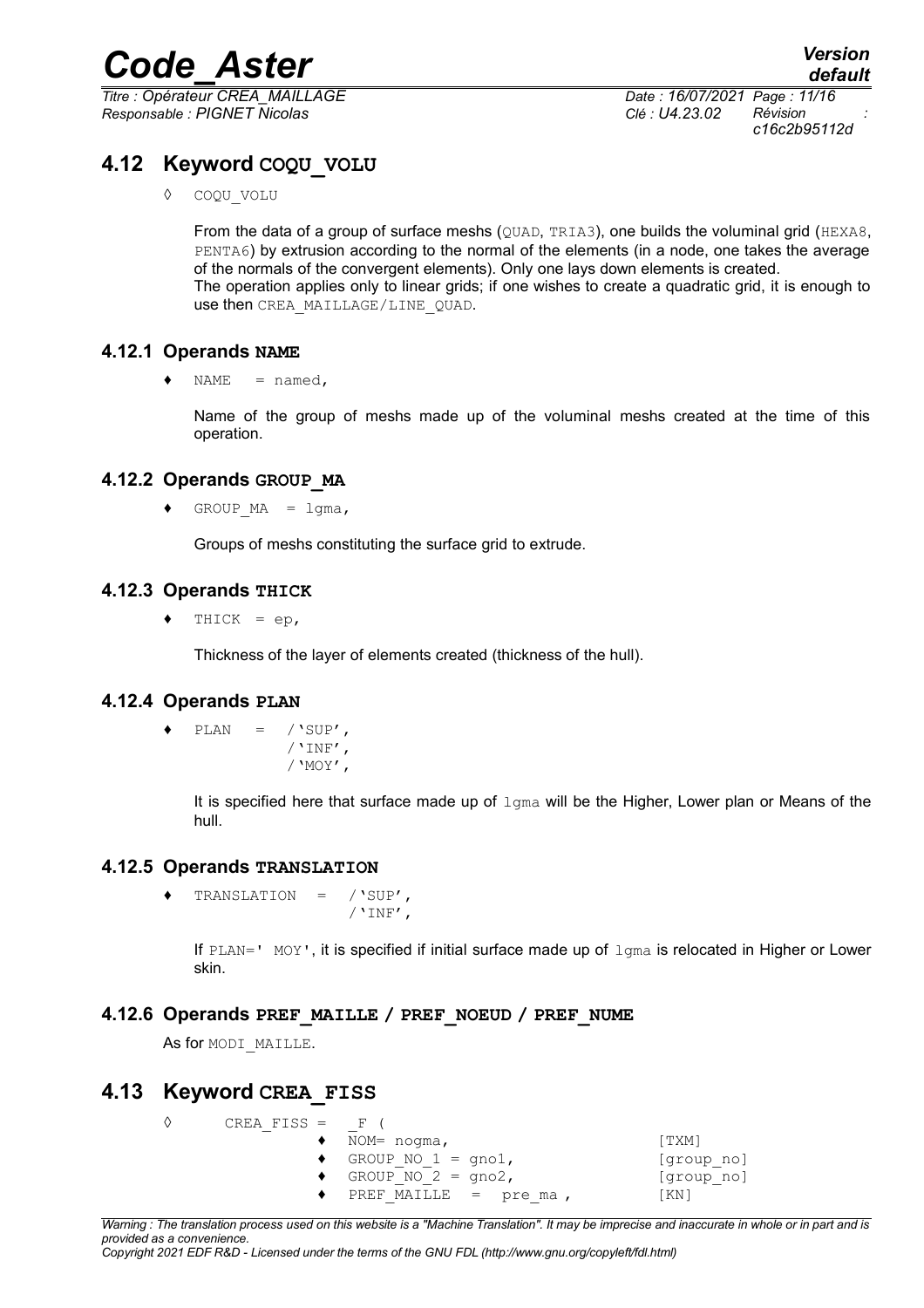## 4.12 Keyword COQU_VOLU

◊ COQU_VOLU

From the data of a group of surface meshs (QUAD, TRIA3), one builds the voluminal grid (HEXA8, PENTA6) by extrusion according to the normal of the elements (in a node, one takes the average of the normals of the convergent elements). Only one lays down elements is created.
The operation applies only to linear grids; if one wishes to create a quadratic grid, it is enough to use then CREA_MAILLAGE/LINE_QUAD.

### 4.12.1 Operands NAME

♦ NAME = named,

Name of the group of meshs made up of the voluminal meshs created at the time of this operation.

### 4.12.2 Operands GROUP_MA

♦ GROUP_MA = lgma,

Groups of meshs constituting the surface grid to extrude.

### 4.12.3 Operands THICK

♦ THICK = ep,

Thickness of the layer of elements created (thickness of the hull).

### 4.12.4 Operands PLAN

```
♦ PLAN = /'SUP',
         /'INF',
         /'MOY',
```

It is specified here that surface made up of lgma will be the Higher, Lower plan or Means of the hull.

### 4.12.5 Operands TRANSLATION

```
♦ TRANSLATION = /'SUP',
                /'INF',
```

If PLAN=' MOY', it is specified if initial surface made up of lgma is relocated in Higher or Lower skin.

### 4.12.6 Operands PREF_MAILLE / PREF_NOEUD / PREF_NUME

As for MODI_MAILLE.

## 4.13 Keyword CREA_FISS

```
◊ CREA_FISS = _F (
          ♦ NOM= nogma,                  [TXM]
          ♦ GROUP_NO_1 = gno1,           [group_no]
          ♦ GROUP_NO_2 = gno2,           [group_no]
          ♦ PREF_MAILLE = pre_ma ,       [KN]
```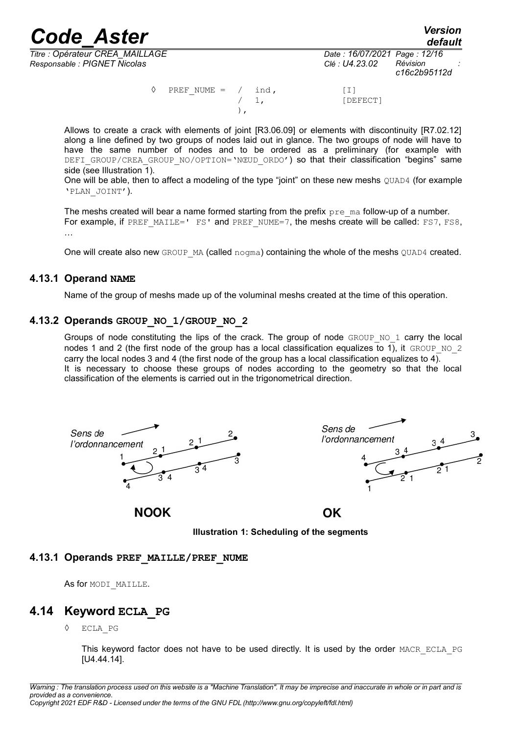```
◊ PREF_NUME = / ind,        [I]
              / 1,          [DEFECT]
              ),
```

Allows to create a crack with elements of joint [R3.06.09] or elements with discontinuity [R7.02.12] along a line defined by two groups of nodes laid out in glance. The two groups of node will have to have the same number of nodes and to be ordered as a preliminary (for example with DEFI_GROUP/CREA_GROUP_NO/OPTION='NŒUD_ORDO') so that their classification "begins" same side (see Illustration 1).

One will be able, then to affect a modeling of the type "joint" on these new meshs QUAD4 (for example 'PLAN_JOINT').

The meshs created will bear a name formed starting from the prefix pre_ma follow-up of a number. For example, if PREF_MAILLE=' FS' and PREF_NUME=7, the meshs create will be called: FS7, FS8, …

One will create also new GROUP_MA (called nogma) containing the whole of the meshs QUAD4 created.

### 4.13.1 Operand **NAME**

Name of the group of meshs made up of the voluminal meshs created at the time of this operation.

### 4.13.2 Operands **GROUP_NO_1/GROUP_NO_2**

Groups of node constituting the lips of the crack. The group of node GROUP_NO_1 carry the local nodes 1 and 2 (the first node of the group has a local classification equalizes to 1), it GROUP_NO_2 carry the local nodes 3 and 4 (the first node of the group has a local classification equalizes to 4). It is necessary to choose these groups of nodes according to the geometry so that the local classification of the elements is carried out in the trigonometrical direction.

*Sens de l'ordonnancement* — **NOOK** *Sens de l'ordonnancement* — **OK**

**Illustration 1: Scheduling of the segments**

### 4.13.1 Operands **PREF_MAILLE/PREF_NUME**

As for MODI_MAILLE.

## 4.14 Keyword **ECLA_PG**

◊ ECLA_PG

This keyword factor does not have to be used directly. It is used by the order MACR_ECLA_PG [U4.44.14].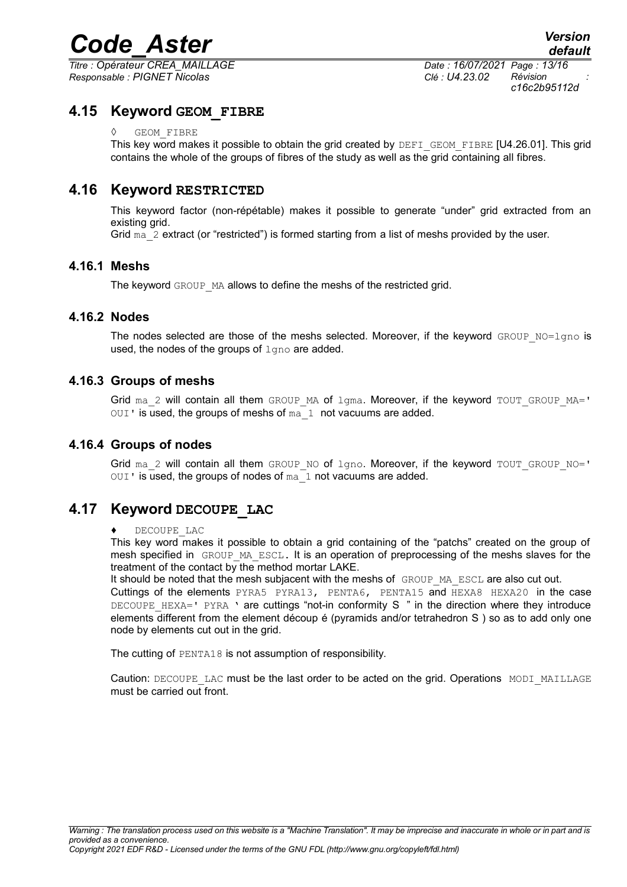## 4.15 Keyword GEOM_FIBRE

◊ GEOM_FIBRE

This key word makes it possible to obtain the grid created by DEFI_GEOM_FIBRE [U4.26.01]. This grid contains the whole of the groups of fibres of the study as well as the grid containing all fibres.

## 4.16 Keyword RESTRICTED

This keyword factor (non-répétable) makes it possible to generate "under" grid extracted from an existing grid.

Grid ma_2 extract (or "restricted") is formed starting from a list of meshs provided by the user.

### 4.16.1 Meshs

The keyword GROUP_MA allows to define the meshs of the restricted grid.

### 4.16.2 Nodes

The nodes selected are those of the meshs selected. Moreover, if the keyword GROUP_NO=lgno is used, the nodes of the groups of lgno are added.

### 4.16.3 Groups of meshs

Grid ma_2 will contain all them GROUP_MA of lgma. Moreover, if the keyword TOUT_GROUP_MA=' OUI' is used, the groups of meshs of ma_1 not vacuums are added.

### 4.16.4 Groups of nodes

Grid ma_2 will contain all them GROUP_NO of lgno. Moreover, if the keyword TOUT_GROUP_NO=' OUI' is used, the groups of nodes of ma_1 not vacuums are added.

## 4.17 Keyword DECOUPE_LAC

♦ DECOUPE_LAC

This key word makes it possible to obtain a grid containing of the "patchs" created on the group of mesh specified in GROUP_MA_ESCL. It is an operation of preprocessing of the meshs slaves for the treatment of the contact by the method mortar LAKE.

It should be noted that the mesh subjacent with the meshs of GROUP_MA_ESCL are also cut out.

Cuttings of the elements PYRA5 PYRA13, PENTA6, PENTA15 and HEXA8 HEXA20 in the case DECOUPE_HEXA=' PYRA ' are cuttings "not-in conformity S " in the direction where they introduce elements different from the element découp é (pyramids and/or tetrahedron S ) so as to add only one node by elements cut out in the grid.

The cutting of PENTA18 is not assumption of responsibility.

Caution: DECOUPE_LAC must be the last order to be acted on the grid. Operations MODI_MAILLAGE must be carried out front.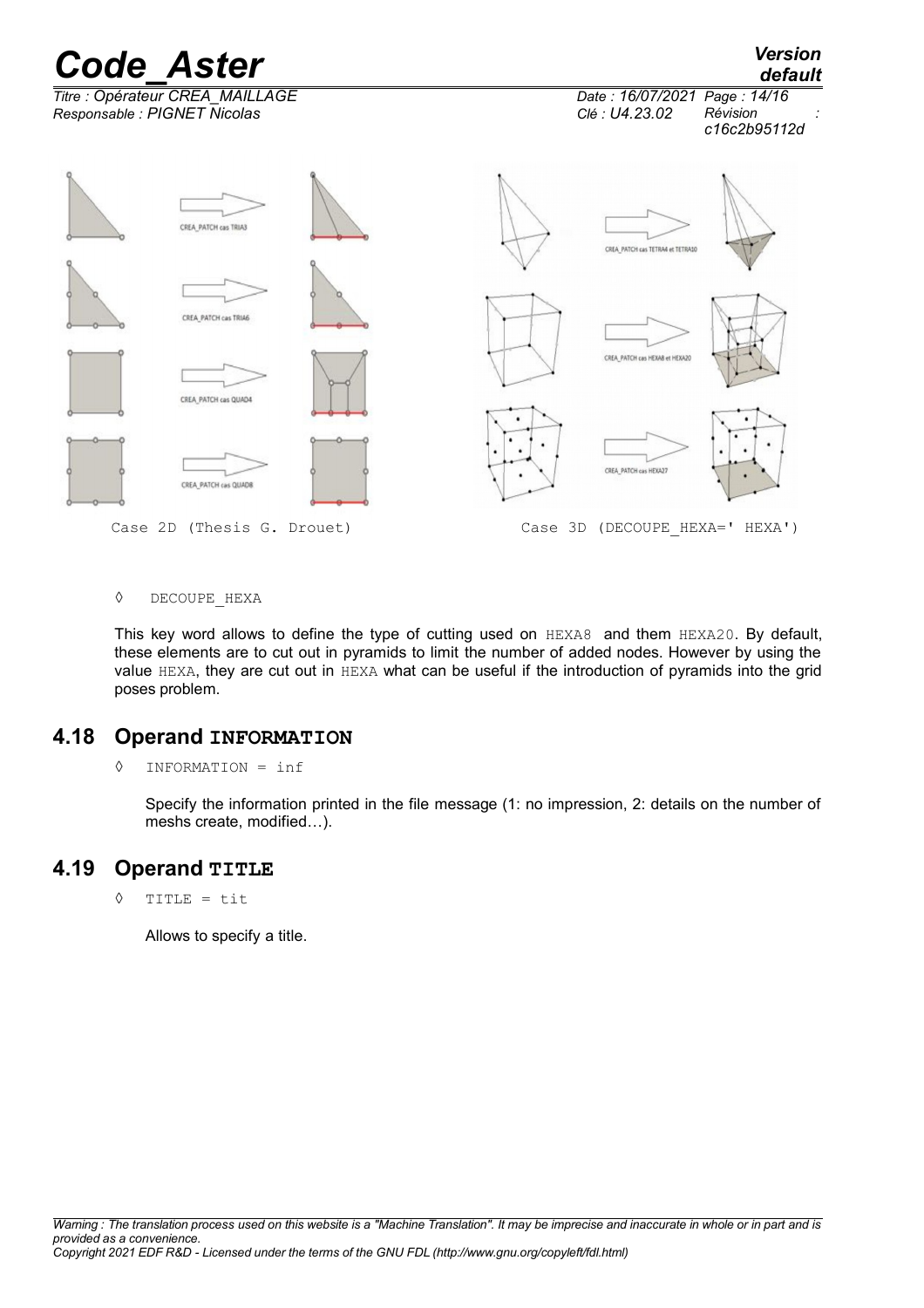Case 2D (Thesis G. Drouet)

Case 3D (DECOUPE_HEXA=' HEXA')

◊ DECOUPE_HEXA

This key word allows to define the type of cutting used on HEXA8 and them HEXA20. By default, these elements are to cut out in pyramids to limit the number of added nodes. However by using the value HEXA, they are cut out in HEXA what can be useful if the introduction of pyramids into the grid poses problem.

## 4.18 Operand INFORMATION

◊ INFORMATION = inf

Specify the information printed in the file message (1: no impression, 2: details on the number of meshs create, modified…).

## 4.19 Operand TITLE

◊ TITLE = tit

Allows to specify a title.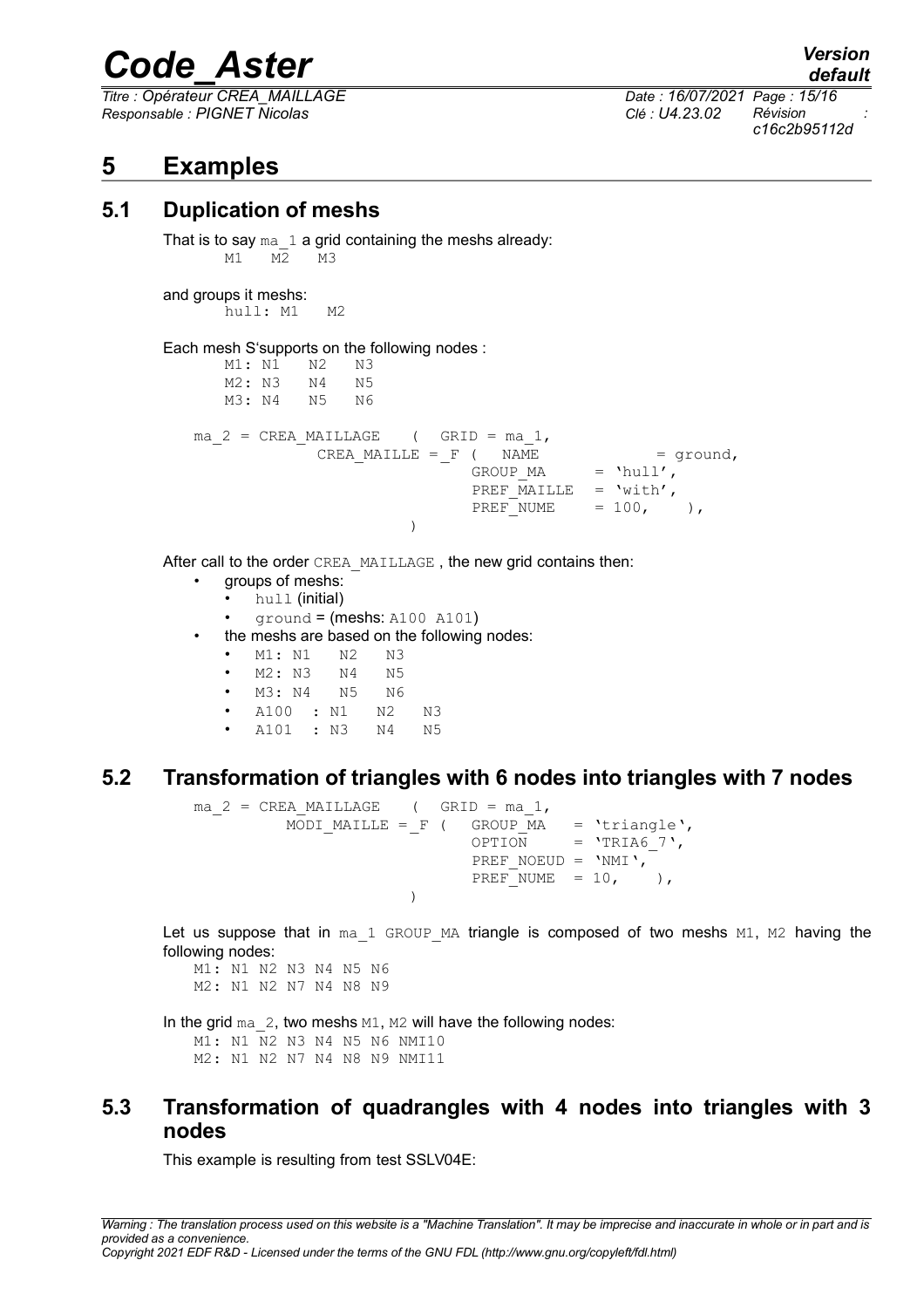# 5 Examples

## 5.1 Duplication of meshs

That is to say `ma_1` a grid containing the meshs already:

```
M1   M2   M3
```

and groups it meshs:

```
hull: M1   M2
```

Each mesh S'supports on the following nodes :

```
M1: N1   N2   N3
M2: N3   N4   N5
M3: N4   N5   N6
```

```
ma_2 = CREA_MAILLAGE    (  GRID = ma_1,
            CREA_MAILLE = _F (   NAME            = ground,
                                 GROUP_MA      = 'hull',
                                 PREF_MAILLE   = 'with',
                                 PREF_NUME     = 100,    ),
                         )
```

After call to the order `CREA_MAILLAGE`, the new grid contains then:

- groups of meshs:
  - `hull` (initial)
  - `ground` = (meshs: `A100 A101`)
- the meshs are based on the following nodes:
  - `M1: N1   N2   N3`
  - `M2: N3   N4   N5`
  - `M3: N4   N5   N6`
  - `A100  : N1   N2   N3`
  - `A101  : N3   N4   N5`

## 5.2 Transformation of triangles with 6 nodes into triangles with 7 nodes

```
ma_2 = CREA_MAILLAGE    (  GRID = ma_1,
         MODI_MAILLE = _F (  GROUP_MA   = 'triangle',
                             OPTION     = 'TRIA6_7',
                             PREF_NOEUD = 'NMI',
                             PREF_NUME  = 10,    ),
                         )
```

Let us suppose that in `ma_1` `GROUP_MA` triangle is composed of two meshs `M1`, `M2` having the following nodes:

```
M1: N1 N2 N3 N4 N5 N6
M2: N1 N2 N7 N4 N8 N9
```

In the grid `ma_2`, two meshs `M1`, `M2` will have the following nodes:

```
M1: N1 N2 N3 N4 N5 N6 NMI10
M2: N1 N2 N7 N4 N8 N9 NMI11
```

## 5.3 Transformation of quadrangles with 4 nodes into triangles with 3 nodes

This example is resulting from test SSLV04E: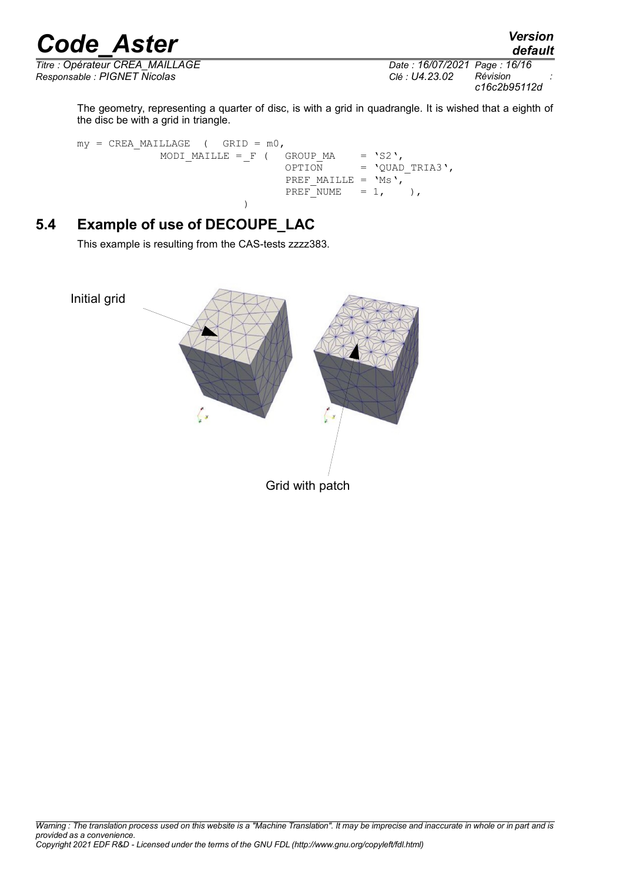The geometry, representing a quarter of disc, is with a grid in quadrangle. It is wished that a eighth of the disc be with a grid in triangle.

```
my = CREA_MAILLAGE  (   GRID = m0,
             MODI_MAILLE = _F (  GROUP_MA    = 'S2',
                                 OPTION      = 'QUAD_TRIA3',
                                 PREF_MAILLE = 'Ms',
                                 PREF_NUME   = 1,     ),
                         )
```

## 5.4 Example of use of DECOUPE_LAC

This example is resulting from the CAS-tests zzzz383.

Initial grid

Grid with patch